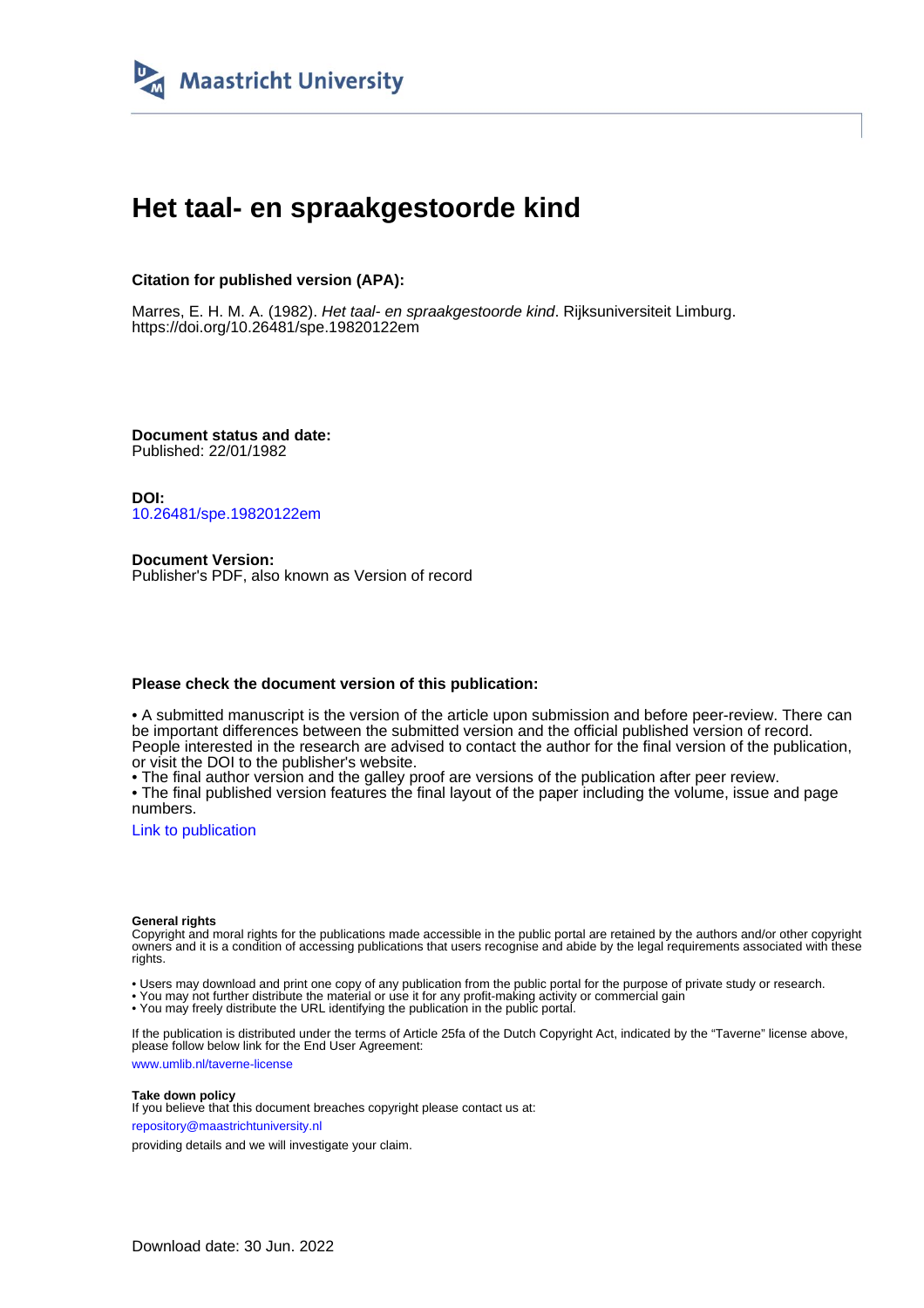Maastricht University

# Het taal- en spraakgestoorde kind

**Citation for published version (APA):**

Marres, E. H. M. A. (1982). *Het taal- en spraakgestoorde kind*. Rijksuniversiteit Limburg. https://doi.org/10.26481/spe.19820122em

**Document status and date:**
Published: 22/01/1982

**DOI:**
10.26481/spe.19820122em

**Document Version:**
Publisher's PDF, also known as Version of record

**Please check the document version of this publication:**

• A submitted manuscript is the version of the article upon submission and before peer-review. There can be important differences between the submitted version and the official published version of record. People interested in the research are advised to contact the author for the final version of the publication, or visit the DOI to the publisher's website.
• The final author version and the galley proof are versions of the publication after peer review.
• The final published version features the final layout of the paper including the volume, issue and page numbers.

Link to publication

**General rights**
Copyright and moral rights for the publications made accessible in the public portal are retained by the authors and/or other copyright owners and it is a condition of accessing publications that users recognise and abide by the legal requirements associated with these rights.

• Users may download and print one copy of any publication from the public portal for the purpose of private study or research.
• You may not further distribute the material or use it for any profit-making activity or commercial gain
• You may freely distribute the URL identifying the publication in the public portal.

If the publication is distributed under the terms of Article 25fa of the Dutch Copyright Act, indicated by the "Taverne" license above, please follow below link for the End User Agreement:

www.umlib.nl/taverne-license

**Take down policy**
If you believe that this document breaches copyright please contact us at:

repository@maastrichtuniversity.nl

providing details and we will investigate your claim.

Download date: 30 Jun. 2022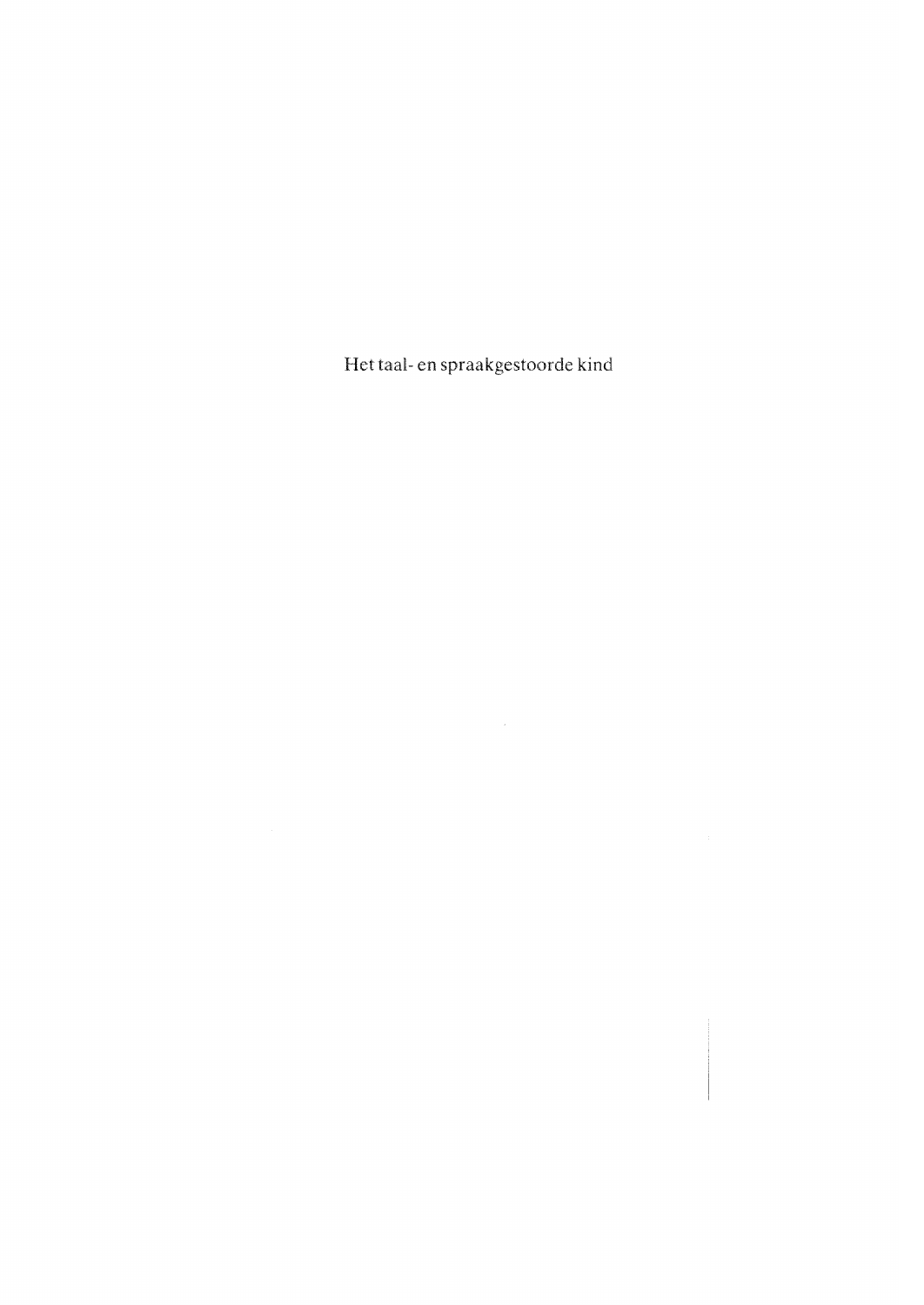Het taal- en spraakgestoorde kind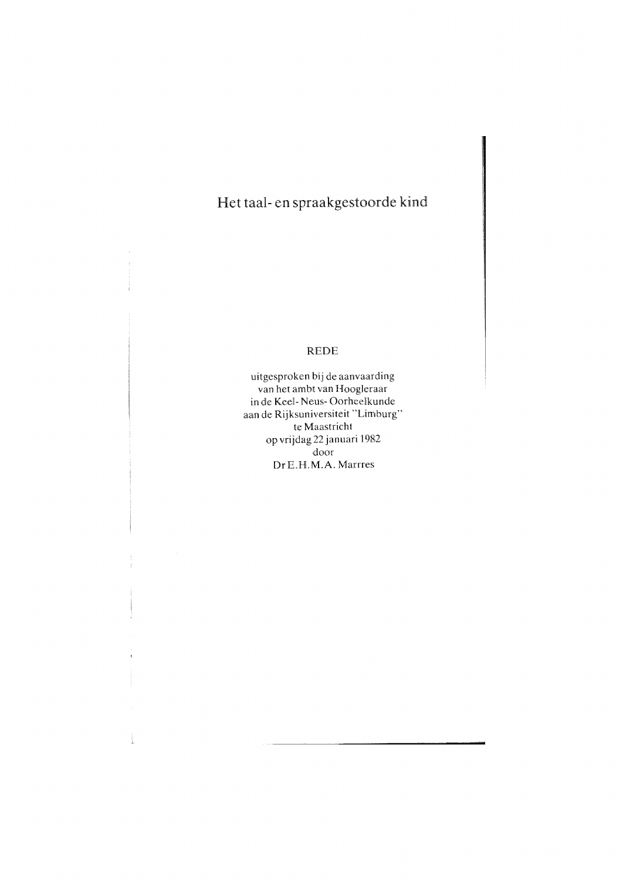# Het taal- en spraakgestoorde kind

REDE

uitgesproken bij de aanvaarding
van het ambt van Hoogleraar
in de Keel- Neus- Oorheelkunde
aan de Rijksuniversiteit "Limburg"
te Maastricht
op vrijdag 22 januari 1982
door
Dr E.H.M.A. Marres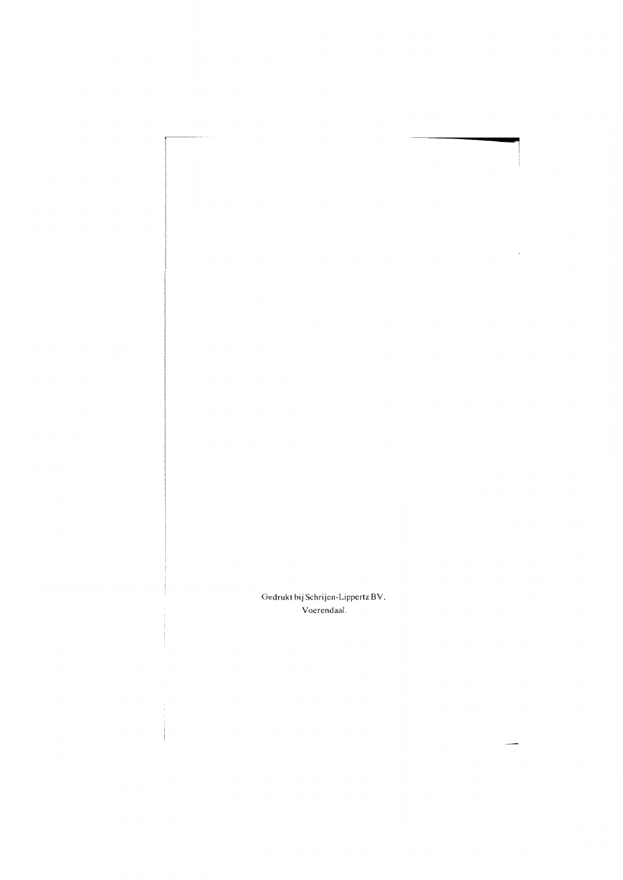Gedrukt bij Schrijen-Lippertz BV,
Voerendaal.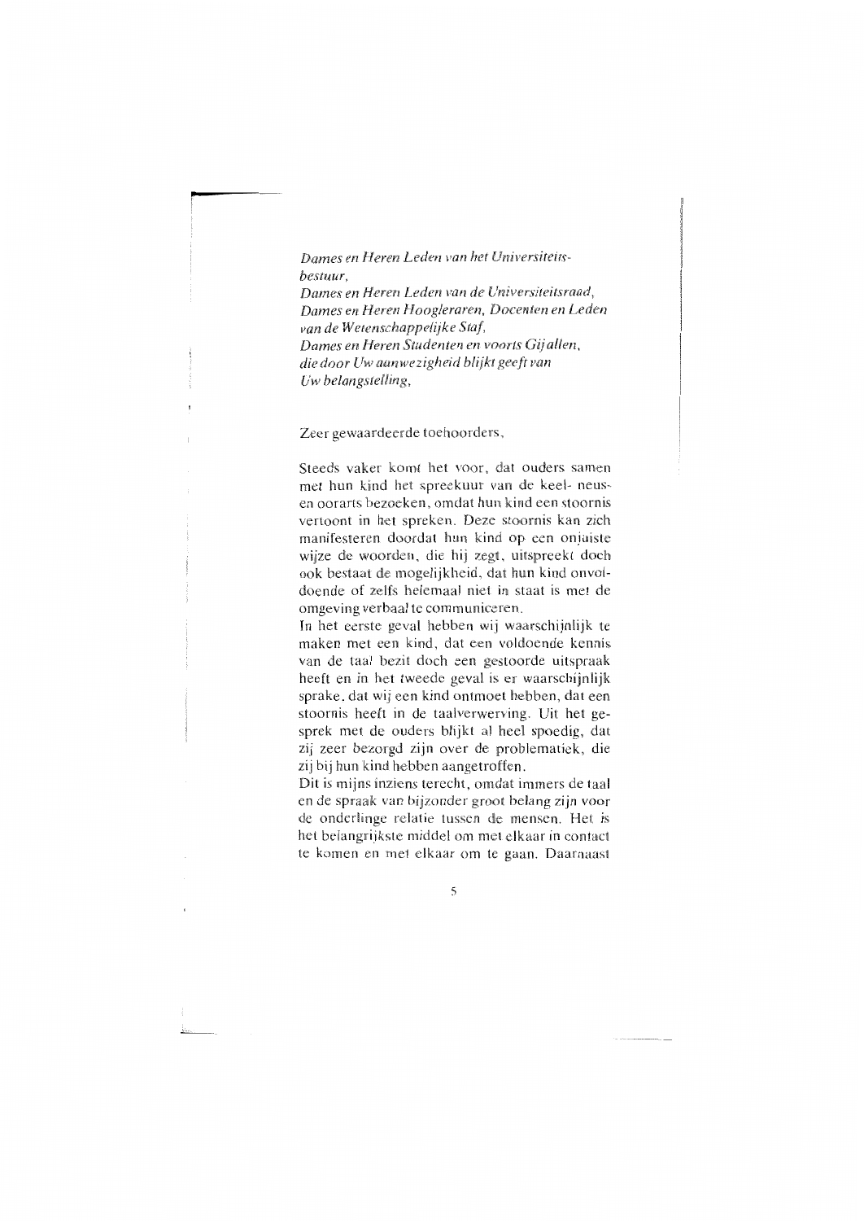*Dames en Heren Leden van het Universiteitsbestuur,*
*Dames en Heren Leden van de Universiteitsraad,*
*Dames en Heren Hoogleraren, Docenten en Leden van de Wetenschappelijke Staf,*
*Dames en Heren Studenten en voorts Gij allen, die door Uw aanwezigheid blijkt geeft van Uw belangstelling,*

Zeer gewaardeerde toehoorders,

Steeds vaker komt het voor, dat ouders samen met hun kind het spreekuur van de keel- neus- en oorarts bezoeken, omdat hun kind een stoornis vertoont in het spreken. Deze stoornis kan zich manifesteren doordat hun kind op een onjuiste wijze de woorden, die hij zegt, uitspreekt doch ook bestaat de mogelijkheid, dat hun kind onvoldoende of zelfs helemaal niet in staat is met de omgeving verbaal te communiceren.
In het eerste geval hebben wij waarschijnlijk te maken met een kind, dat een voldoende kennis van de taal bezit doch een gestoorde uitspraak heeft en in het tweede geval is er waarschijnlijk sprake, dat wij een kind ontmoet hebben, dat een stoornis heeft in de taalverwerving. Uit het gesprek met de ouders blijkt al heel spoedig, dat zij zeer bezorgd zijn over de problematiek, die zij bij hun kind hebben aangetroffen.
Dit is mijns inziens terecht, omdat immers de taal en de spraak van bijzonder groot belang zijn voor de onderlinge relatie tussen de mensen. Het is het belangrijkste middel om met elkaar in contact te komen en met elkaar om te gaan. Daarnaast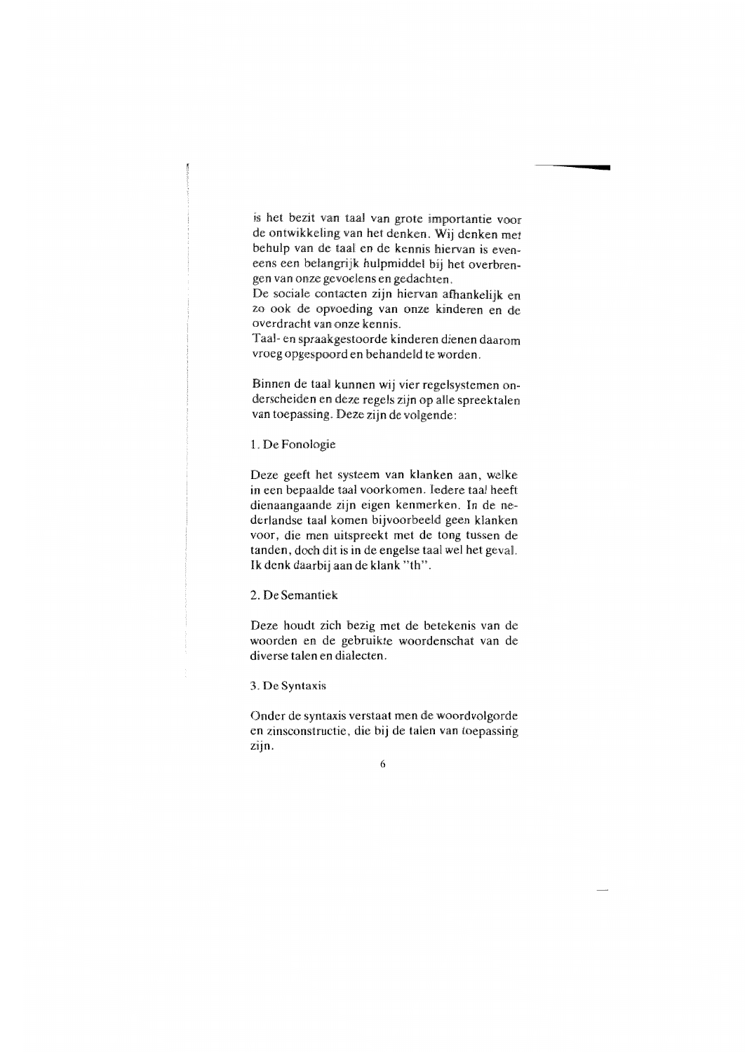is het bezit van taal van grote importantie voor de ontwikkeling van het denken. Wij denken met behulp van de taal en de kennis hiervan is eveneens een belangrijk hulpmiddel bij het overbrengen van onze gevoelens en gedachten.
De sociale contacten zijn hiervan afhankelijk en zo ook de opvoeding van onze kinderen en de overdracht van onze kennis.
Taal- en spraakgestoorde kinderen dienen daarom vroeg opgespoord en behandeld te worden.

Binnen de taal kunnen wij vier regelsystemen onderscheiden en deze regels zijn op alle spreektalen van toepassing. Deze zijn de volgende:

1. De Fonologie

Deze geeft het systeem van klanken aan, welke in een bepaalde taal voorkomen. Iedere taal heeft dienaangaande zijn eigen kenmerken. In de nederlandse taal komen bijvoorbeeld geen klanken voor, die men uitspreekt met de tong tussen de tanden, doch dit is in de engelse taal wel het geval. Ik denk daarbij aan de klank "th".

2. De Semantiek

Deze houdt zich bezig met de betekenis van de woorden en de gebruikte woordenschat van de diverse talen en dialecten.

3. De Syntaxis

Onder de syntaxis verstaat men de woordvolgorde en zinsconstructie, die bij de talen van toepassing zijn.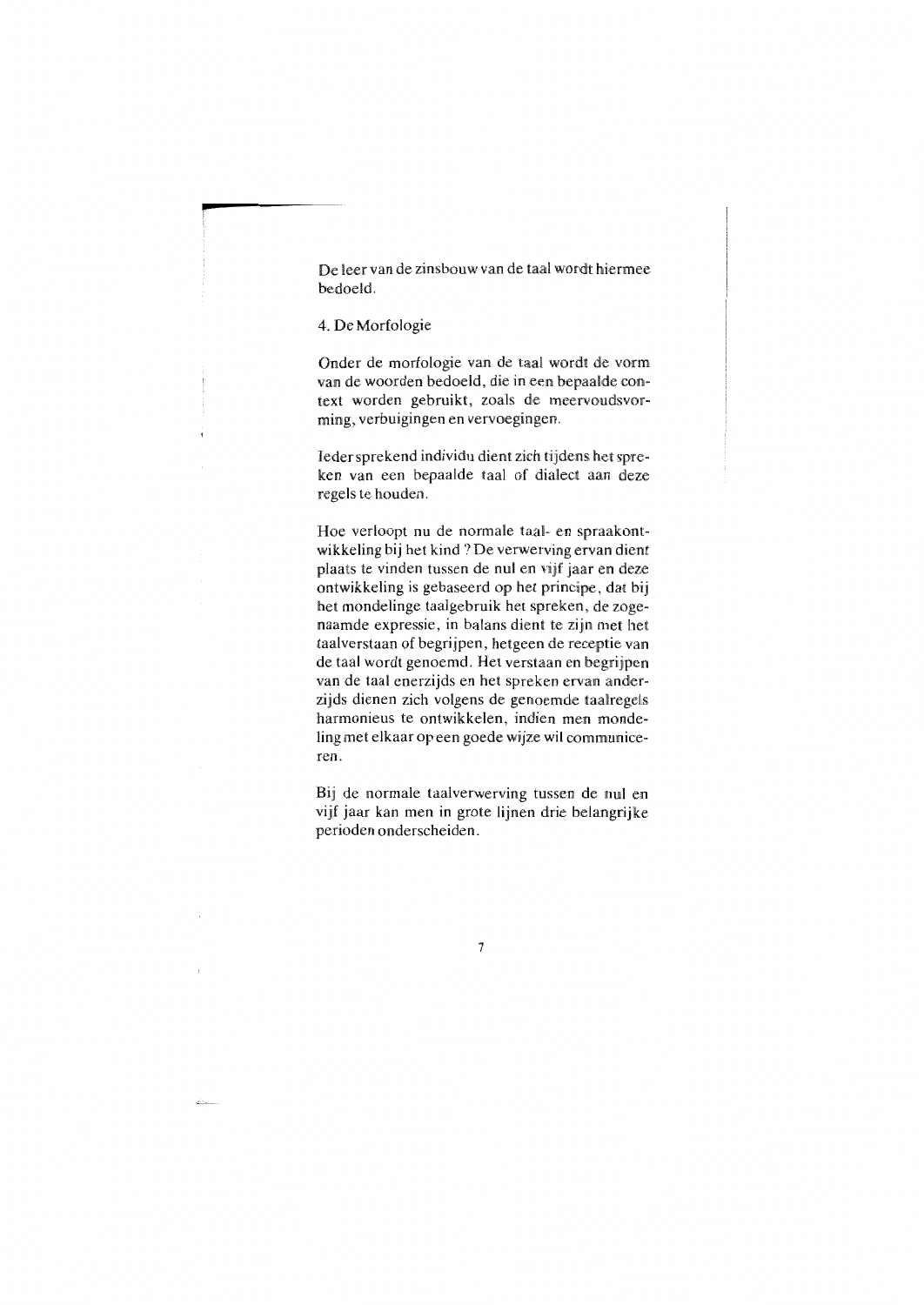De leer van de zinsbouw van de taal wordt hiermee bedoeld.

## 4. De Morfologie

Onder de morfologie van de taal wordt de vorm van de woorden bedoeld, die in een bepaalde context worden gebruikt, zoals de meervoudsvorming, verbuigingen en vervoegingen.

Ieder sprekend individu dient zich tijdens het spreken van een bepaalde taal of dialect aan deze regels te houden.

Hoe verloopt nu de normale taal- en spraakontwikkeling bij het kind ? De verwerving ervan dient plaats te vinden tussen de nul en vijf jaar en deze ontwikkeling is gebaseerd op het principe, dat bij het mondelinge taalgebruik het spreken, de zogenaamde expressie, in balans dient te zijn met het taalverstaan of begrijpen, hetgeen de receptie van de taal wordt genoemd. Het verstaan en begrijpen van de taal enerzijds en het spreken ervan anderzijds dienen zich volgens de genoemde taalregels harmonieus te ontwikkelen, indien men mondeling met elkaar op een goede wijze wil communiceren.

Bij de normale taalverwerving tussen de nul en vijf jaar kan men in grote lijnen drie belangrijke perioden onderscheiden.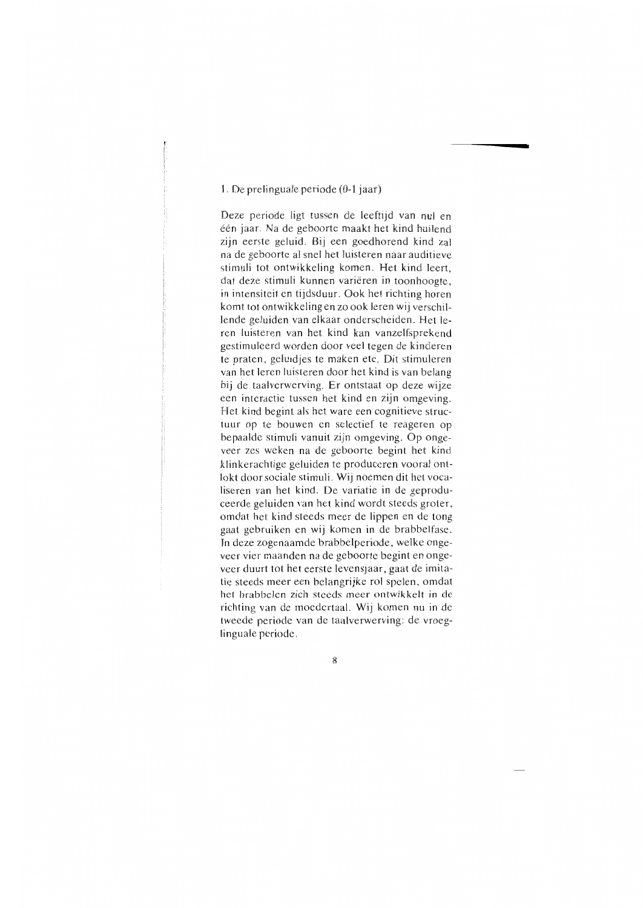## 1. De prelinguale periode (0-1 jaar)

Deze periode ligt tussen de leeftijd van nul en één jaar. Na de geboorte maakt het kind huilend zijn eerste geluid. Bij een goedhorend kind zal na de geboorte al snel het luisteren naar auditieve stimuli tot ontwikkeling komen. Het kind leert, dat deze stimuli kunnen variëren in toonhoogte, in intensiteit en tijdsduur. Ook het richting horen komt tot ontwikkeling en zo ook leren wij verschillende geluiden van elkaar onderscheiden. Het leren luisteren van het kind kan vanzelfsprekend gestimuleerd worden door veel tegen de kinderen te praten, geluidjes te maken etc. Dit stimuleren van het leren luisteren door het kind is van belang bij de taalverwerving. Er ontstaat op deze wijze een interactie tussen het kind en zijn omgeving. Het kind begint als het ware een cognitieve structuur op te bouwen en selectief te reageren op bepaalde stimuli vanuit zijn omgeving. Op ongeveer zes weken na de geboorte begint het kind klinkerachtige geluiden te produceren vooral ontlokt door sociale stimuli. Wij noemen dit het vocaliseren van het kind. De variatie in de geproduceerde geluiden van het kind wordt steeds groter, omdat het kind steeds meer de lippen en de tong gaat gebruiken en wij komen in de brabbelfase. In deze zogenaamde brabbelperiode, welke ongeveer vier maanden na de geboorte begint en ongeveer duurt tot het eerste levensjaar, gaat de imitatie steeds meer een belangrijke rol spelen, omdat het brabbelen zich steeds meer ontwikkelt in de richting van de moedertaal. Wij komen nu in de tweede periode van de taalverwerving: de vroeglinguale periode.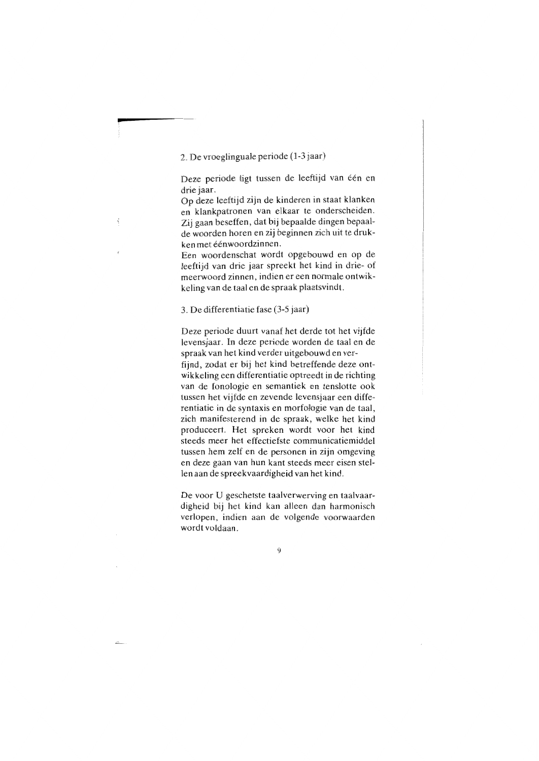## 2. De vroeglinguale periode (1-3 jaar)

Deze periode ligt tussen de leeftijd van één en drie jaar.
Op deze leeftijd zijn de kinderen in staat klanken en klankpatronen van elkaar te onderscheiden. Zij gaan beseffen, dat bij bepaalde dingen bepaalde woorden horen en zij beginnen zich uit te drukken met éénwoordzinnen.
Een woordenschat wordt opgebouwd en op de leeftijd van drie jaar spreekt het kind in drie- of meerwoord zinnen, indien er een normale ontwikkeling van de taal en de spraak plaatsvindt.

## 3. De differentiatie fase (3-5 jaar)

Deze periode duurt vanaf het derde tot het vijfde levensjaar. In deze periode worden de taal en de spraak van het kind verder uitgebouwd en verfijnd, zodat er bij het kind betreffende deze ontwikkeling een differentiatie optreedt in de richting van de fonologie en semantiek en tenslotte ook tussen het vijfde en zevende levensjaar een differentiatie in de syntaxis en morfologie van de taal, zich manifesterend in de spraak, welke het kind produceert. Het spreken wordt voor het kind steeds meer het effectiefste communicatiemiddel tussen hem zelf en de personen in zijn omgeving en deze gaan van hun kant steeds meer eisen stellen aan de spreekvaardigheid van het kind.

De voor U geschetste taalverwerving en taalvaardigheid bij het kind kan alleen dan harmonisch verlopen, indien aan de volgende voorwaarden wordt voldaan.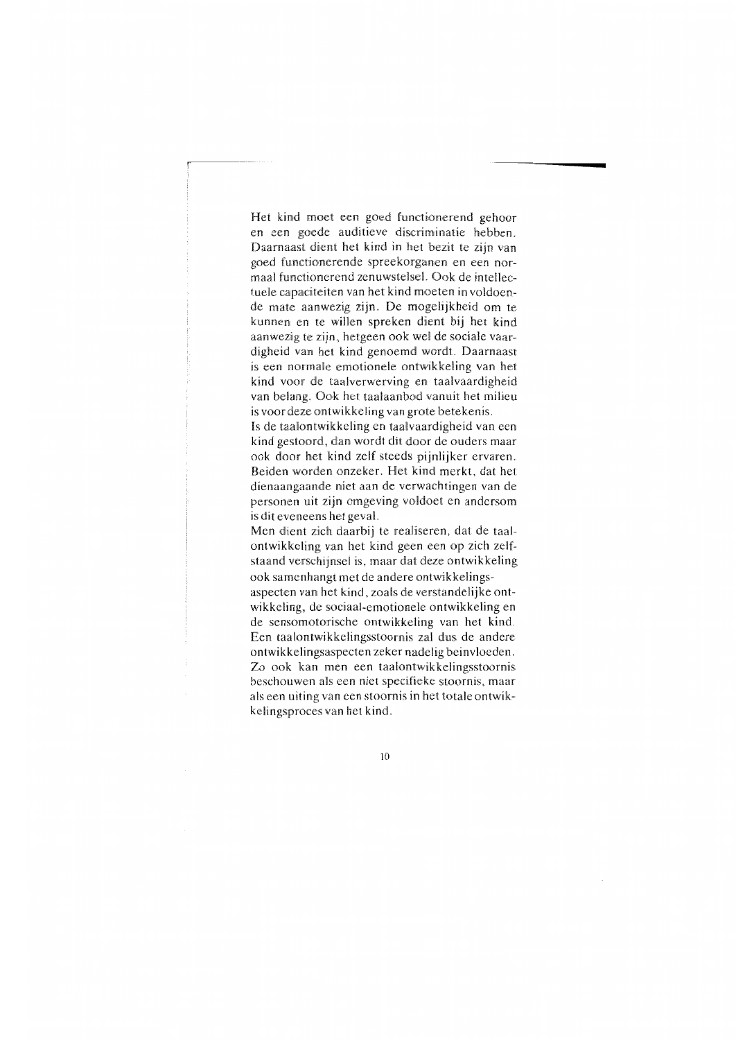Het kind moet een goed functionerend gehoor en een goede auditieve discriminatie hebben. Daarnaast dient het kind in het bezit te zijn van goed functionerende spreekorganen en een normaal functionerend zenuwstelsel. Ook de intellectuele capaciteiten van het kind moeten in voldoende mate aanwezig zijn. De mogelijkheid om te kunnen en te willen spreken dient bij het kind aanwezig te zijn, hetgeen ook wel de sociale vaardigheid van het kind genoemd wordt. Daarnaast is een normale emotionele ontwikkeling van het kind voor de taalverwerving en taalvaardigheid van belang. Ook het taalaanbod vanuit het milieu is voor deze ontwikkeling van grote betekenis.

Is de taalontwikkeling en taalvaardigheid van een kind gestoord, dan wordt dit door de ouders maar ook door het kind zelf steeds pijnlijker ervaren. Beiden worden onzeker. Het kind merkt, dat het dienaangaande niet aan de verwachtingen van de personen uit zijn omgeving voldoet en andersom is dit eveneens het geval.

Men dient zich daarbij te realiseren, dat de taalontwikkeling van het kind geen een op zich zelfstaand verschijnsel is, maar dat deze ontwikkeling ook samenhangt met de andere ontwikkelingsaspecten van het kind, zoals de verstandelijke ontwikkeling, de sociaal-emotionele ontwikkeling en de sensomotorische ontwikkeling van het kind. Een taalontwikkelingsstoornis zal dus de andere ontwikkelingsaspecten zeker nadelig beinvloeden. Zo ook kan men een taalontwikkelingsstoornis beschouwen als een niet specifieke stoornis, maar als een uiting van een stoornis in het totale ontwikkelingsproces van het kind.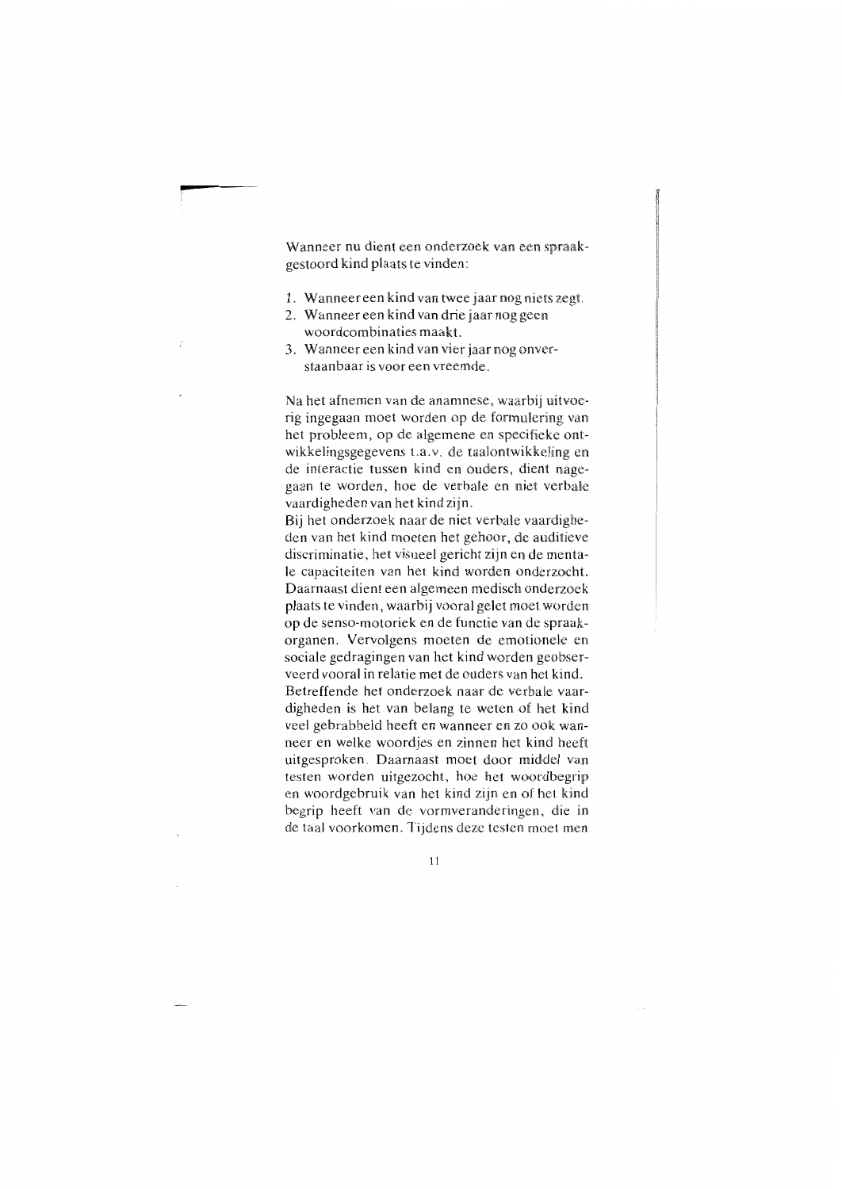Wanneer nu dient een onderzoek van een spraakgestoord kind plaats te vinden:

1. Wanneer een kind van twee jaar nog niets zegt.
2. Wanneer een kind van drie jaar nog geen woordcombinaties maakt.
3. Wanneer een kind van vier jaar nog onverstaanbaar is voor een vreemde.

Na het afnemen van de anamnese, waarbij uitvoerig ingegaan moet worden op de formulering van het probleem, op de algemene en specifieke ontwikkelingsgegevens t.a.v. de taalontwikkeling en de interactie tussen kind en ouders, dient nagegaan te worden, hoe de verbale en niet verbale vaardigheden van het kind zijn.
Bij het onderzoek naar de niet verbale vaardigheden van het kind moeten het gehoor, de auditieve discriminatie, het visueel gericht zijn en de mentale capaciteiten van het kind worden onderzocht. Daarnaast dient een algemeen medisch onderzoek plaats te vinden, waarbij vooral gelet moet worden op de senso-motoriek en de functie van de spraakorganen. Vervolgens moeten de emotionele en sociale gedragingen van het kind worden geobserveerd vooral in relatie met de ouders van het kind.
Betreffende het onderzoek naar de verbale vaardigheden is het van belang te weten of het kind veel gebrabbeld heeft en wanneer en zo ook wanneer en welke woordjes en zinnen het kind heeft uitgesproken. Daarnaast moet door middel van testen worden uitgezocht, hoe het woordbegrip en woordgebruik van het kind zijn en of het kind begrip heeft van de vormveranderingen, die in de taal voorkomen. Tijdens deze testen moet men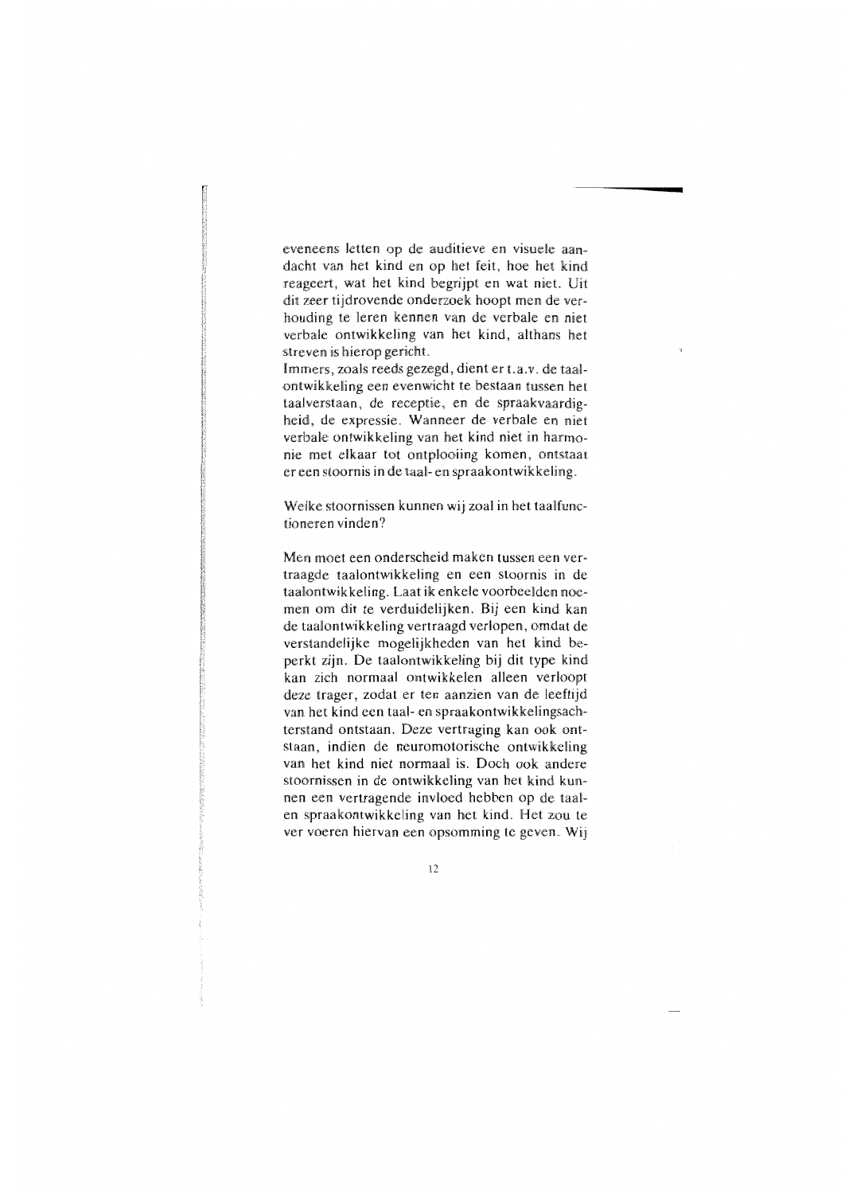eveneens letten op de auditieve en visuele aandacht van het kind en op het feit, hoe het kind reageert, wat het kind begrijpt en wat niet. Uit dit zeer tijdrovende onderzoek hoopt men de verhouding te leren kennen van de verbale en niet verbale ontwikkeling van het kind, althans het streven is hierop gericht.

Immers, zoals reeds gezegd, dient er t.a.v. de taalontwikkeling een evenwicht te bestaan tussen het taalverstaan, de receptie, en de spraakvaardigheid, de expressie. Wanneer de verbale en niet verbale ontwikkeling van het kind niet in harmonie met elkaar tot ontplooiing komen, ontstaat er een stoornis in de taal- en spraakontwikkeling.

Welke stoornissen kunnen wij zoal in het taalfunctioneren vinden?

Men moet een onderscheid maken tussen een vertraagde taalontwikkeling en een stoornis in de taalontwikkeling. Laat ik enkele voorbeelden noemen om dit te verduidelijken. Bij een kind kan de taalontwikkeling vertraagd verlopen, omdat de verstandelijke mogelijkheden van het kind beperkt zijn. De taalontwikkeling bij dit type kind kan zich normaal ontwikkelen alleen verloopt deze trager, zodat er ten aanzien van de leeftijd van het kind een taal- en spraakontwikkelingsachterstand ontstaan. Deze vertraging kan ook ontstaan, indien de neuromotorische ontwikkeling van het kind niet normaal is. Doch ook andere stoornissen in de ontwikkeling van het kind kunnen een vertragende invloed hebben op de taal- en spraakontwikkeling van het kind. Het zou te ver voeren hiervan een opsomming te geven. Wij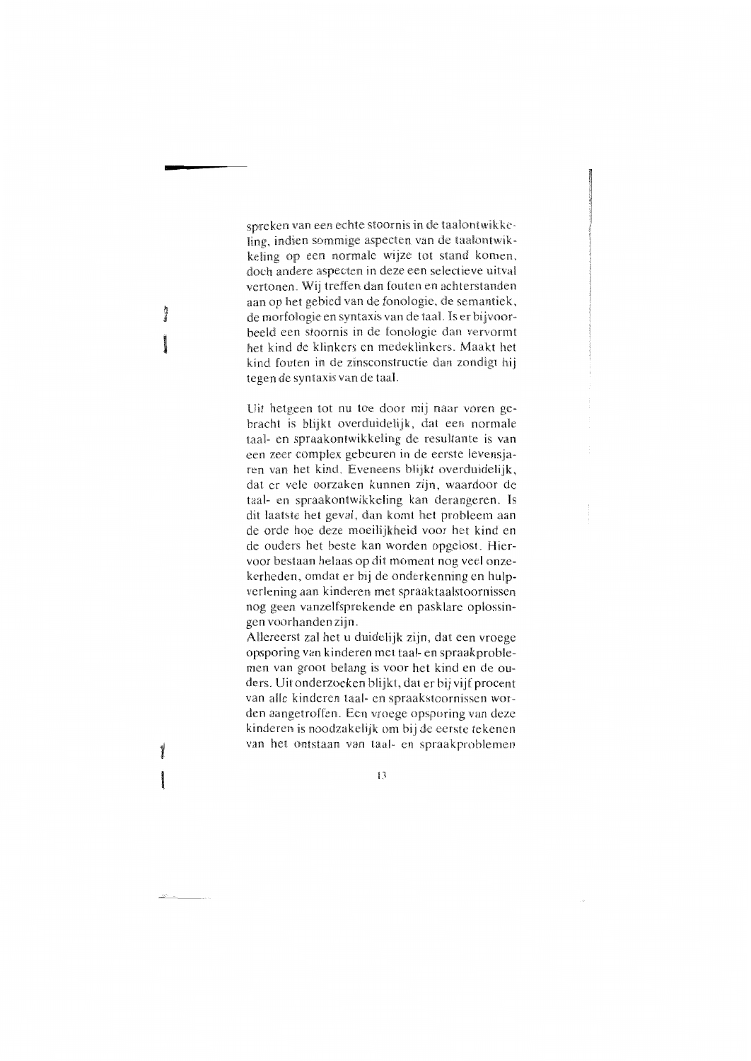spreken van een echte stoornis in de taalontwikkeling, indien sommige aspecten van de taalontwikkeling op een normale wijze tot stand komen, doch andere aspecten in deze een selectieve uitval vertonen. Wij treffen dan fouten en achterstanden aan op het gebied van de fonologie, de semantiek, de morfologie en syntaxis van de taal. Is er bijvoorbeeld een stoornis in de fonologie dan vervormt het kind de klinkers en medeklinkers. Maakt het kind fouten in de zinsconstructie dan zondigt hij tegen de syntaxis van de taal.

Uit hetgeen tot nu toe door mij naar voren gebracht is blijkt overduidelijk, dat een normale taal- en spraakontwikkeling de resultante is van een zeer complex gebeuren in de eerste levensjaren van het kind. Eveneens blijkt overduidelijk, dat er vele oorzaken kunnen zijn, waardoor de taal- en spraakontwikkeling kan derangeren. Is dit laatste het geval, dan komt het probleem aan de orde hoe deze moeilijkheid voor het kind en de ouders het beste kan worden opgelost. Hiervoor bestaan helaas op dit moment nog veel onzekerheden, omdat er bij de onderkenning en hulpverlening aan kinderen met spraaktaalstoornissen nog geen vanzelfsprekende en pasklare oplossingen voorhanden zijn.
Allereerst zal het u duidelijk zijn, dat een vroege opsporing van kinderen met taal- en spraakproblemen van groot belang is voor het kind en de ouders. Uit onderzoeken blijkt, dat er bij vijf procent van alle kinderen taal- en spraakstoornissen worden aangetroffen. Een vroege opsporing van deze kinderen is noodzakelijk om bij de eerste tekenen van het ontstaan van taal- en spraakproblemen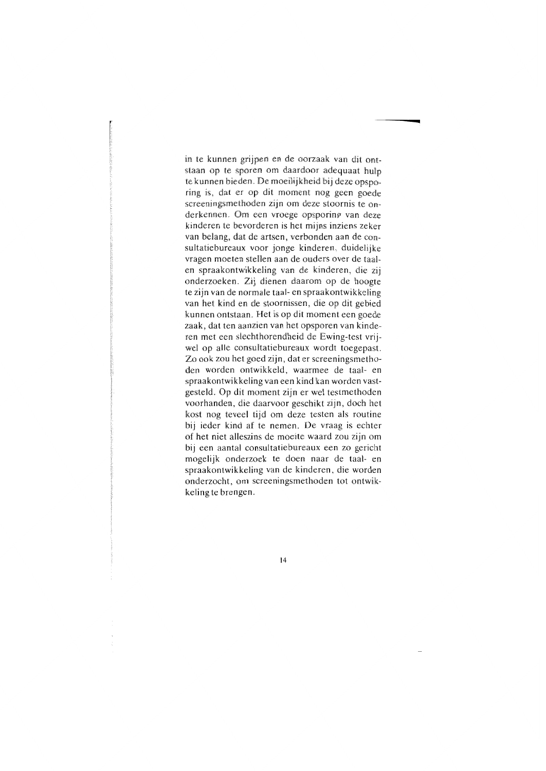in te kunnen grijpen en de oorzaak van dit ontstaan op te sporen om daardoor adequaat hulp te kunnen bieden. De moeilijkheid bij deze opsporing is, dat er op dit moment nog geen goede screeningsmethoden zijn om deze stoornis te onderkennen. Om een vroege opsporing van deze kinderen te bevorderen is het mijns inziens zeker van belang, dat de artsen, verbonden aan de consultatiebureaux voor jonge kinderen, duidelijke vragen moeten stellen aan de ouders over de taal- en spraakontwikkeling van de kinderen, die zij onderzoeken. Zij dienen daarom op de hoogte te zijn van de normale taal- en spraakontwikkeling van het kind en de stoornissen, die op dit gebied kunnen ontstaan. Het is op dit moment een goede zaak, dat ten aanzien van het opsporen van kinderen met een slechthorendheid de Ewing-test vrijwel op alle consultatiebureaux wordt toegepast. Zo ook zou het goed zijn, dat er screeningsmethoden worden ontwikkeld, waarmee de taal- en spraakontwikkeling van een kind kan worden vastgesteld. Op dit moment zijn er wel testmethoden voorhanden, die daarvoor geschikt zijn, doch het kost nog teveel tijd om deze testen als routine bij ieder kind af te nemen. De vraag is echter of het niet alleszins de moeite waard zou zijn om bij een aantal consultatiebureaux een zo gericht mogelijk onderzoek te doen naar de taal- en spraakontwikkeling van de kinderen, die worden onderzocht, om screeningsmethoden tot ontwikkeling te brengen.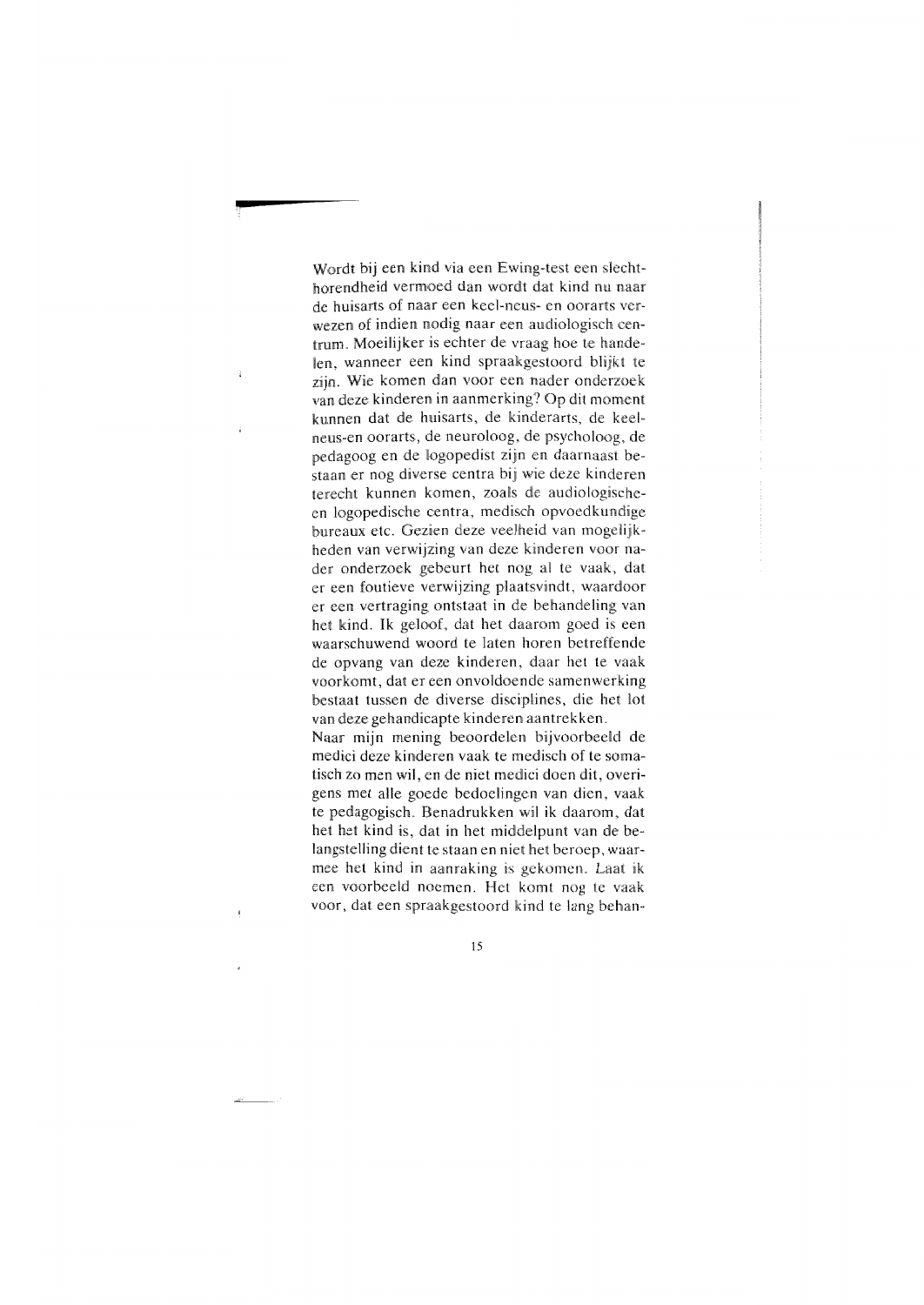Wordt bij een kind via een Ewing-test een slechthorendheid vermoed dan wordt dat kind nu naar de huisarts of naar een keel-neus- en oorarts verwezen of indien nodig naar een audiologisch centrum. Moeilijker is echter de vraag hoe te handelen, wanneer een kind spraakgestoord blijkt te zijn. Wie komen dan voor een nader onderzoek van deze kinderen in aanmerking? Op dit moment kunnen dat de huisarts, de kinderarts, de keel-neus-en oorarts, de neuroloog, de psycholoog, de pedagoog en de logopedist zijn en daarnaast bestaan er nog diverse centra bij wie deze kinderen terecht kunnen komen, zoals de audiologische-en logopedische centra, medisch opvoedkundige bureaux etc. Gezien deze veelheid van mogelijkheden van verwijzing van deze kinderen voor nader onderzoek gebeurt het nog al te vaak, dat er een foutieve verwijzing plaatsvindt, waardoor er een vertraging ontstaat in de behandeling van het kind. Ik geloof, dat het daarom goed is een waarschuwend woord te laten horen betreffende de opvang van deze kinderen, daar het te vaak voorkomt, dat er een onvoldoende samenwerking bestaat tussen de diverse disciplines, die het lot van deze gehandicapte kinderen aantrekken.
Naar mijn mening beoordelen bijvoorbeeld de medici deze kinderen vaak te medisch of te somatisch zo men wil, en de niet medici doen dit, overigens met alle goede bedoelingen van dien, vaak te pedagogisch. Benadrukken wil ik daarom, dat het het kind is, dat in het middelpunt van de belangstelling dient te staan en niet het beroep, waarmee het kind in aanraking is gekomen. Laat ik een voorbeeld noemen. Het komt nog te vaak voor, dat een spraakgestoord kind te lang behan-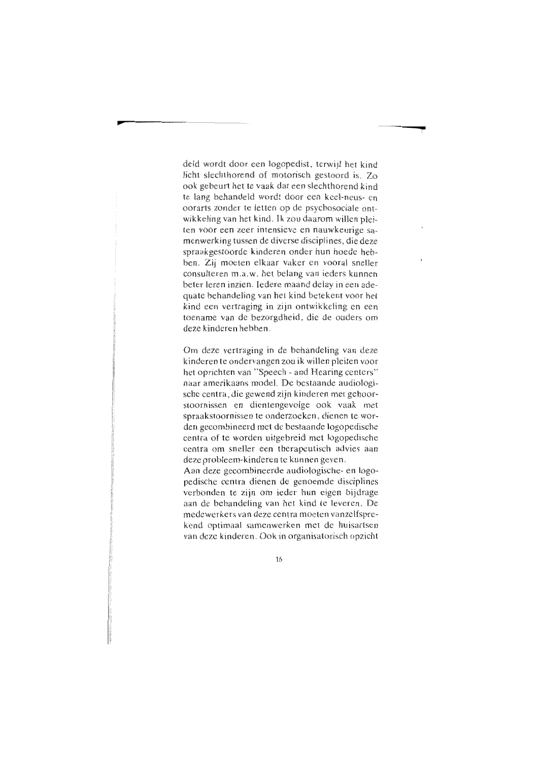deld wordt door een logopedist, terwijl het kind licht slechthorend of motorisch gestoord is. Zo ook gebeurt het te vaak dat een slechthorend kind te lang behandeld wordt door een keel-neus- en oorarts zonder te letten op de psychosociale ontwikkeling van het kind. Ik zou daarom willen pleiten voor een zeer intensieve en nauwkeurige samenwerking tussen de diverse disciplines, die deze spraakgestoorde kinderen onder hun hoede hebben. Zij moeten elkaar vaker en vooral sneller consulteren m.a.w. het belang van ieders kunnen beter leren inzien. Iedere maand delay in een adequate behandeling van het kind betekent voor het kind een vertraging in zijn ontwikkeling en een toename van de bezorgdheid, die de ouders om deze kinderen hebben.

Om deze vertraging in de behandeling van deze kinderen te ondervangen zou ik willen pleiten voor het oprichten van "Speech - and Hearing centers" naar amerikaans model. De bestaande audiologische centra, die gewend zijn kinderen met gehoorstoornissen en dientengevolge ook vaak met spraakstoornissen te onderzoeken, dienen te worden gecombineerd met de bestaande logopedische centra of te worden uitgebreid met logopedische centra om sneller een therapeutisch advies aan deze probleem-kinderen te kunnen geven.
Aan deze gecombineerde audiologische- en logopedische centra dienen de genoemde disciplines verbonden te zijn om ieder hun eigen bijdrage aan de behandeling van het kind te leveren. De medewerkers van deze centra moeten vanzelfsprekend optimaal samenwerken met de huisartsen van deze kinderen. Ook in organisatorisch opzicht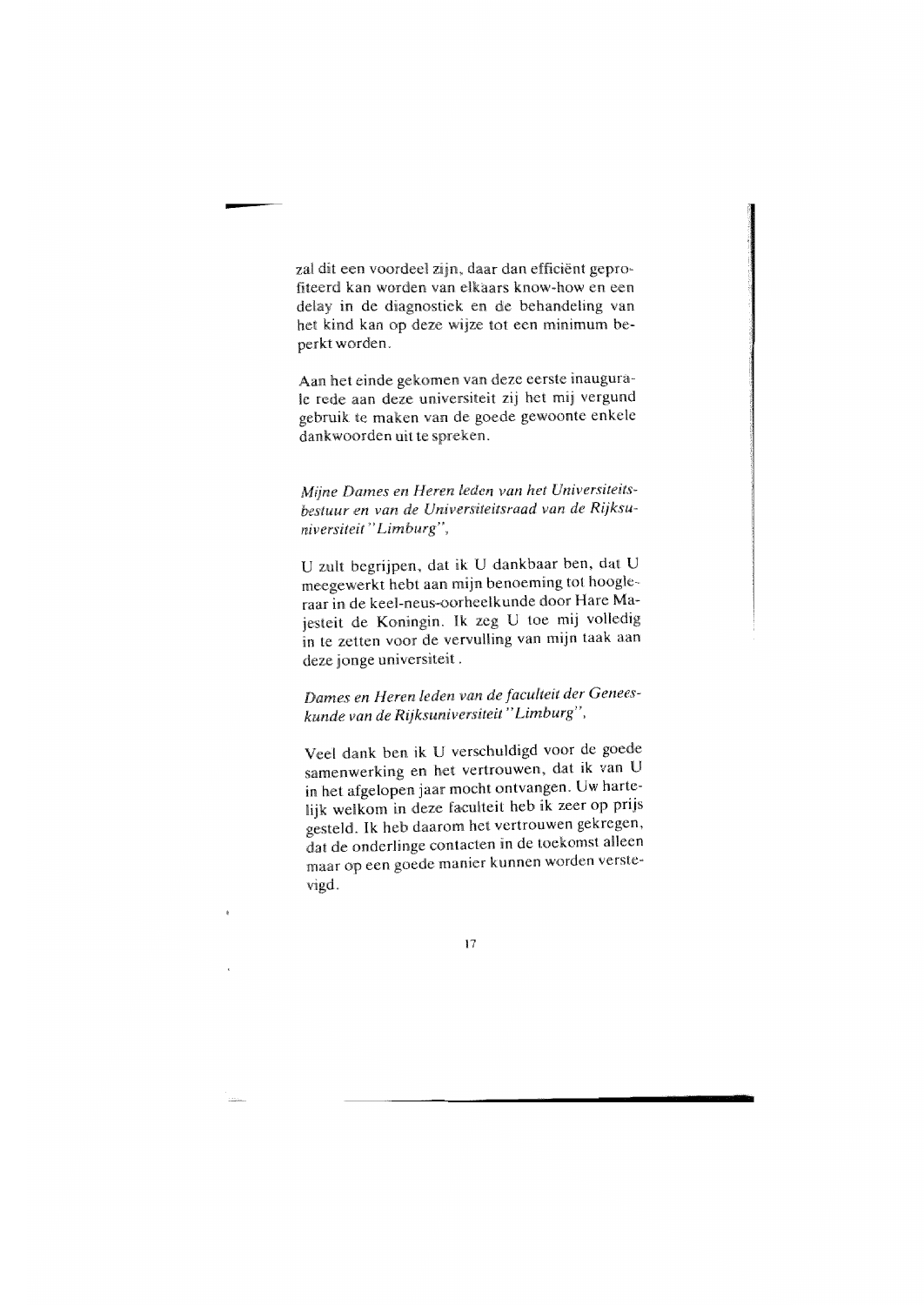zal dit een voordeel zijn, daar dan efficiënt geprofiteerd kan worden van elkaars know-how en een delay in de diagnostiek en de behandeling van het kind kan op deze wijze tot een minimum beperkt worden.

Aan het einde gekomen van deze eerste inaugurale rede aan deze universiteit zij het mij vergund gebruik te maken van de goede gewoonte enkele dankwoorden uit te spreken.

*Mijne Dames en Heren leden van het Universiteitsbestuur en van de Universiteitsraad van de Rijksuniversiteit "Limburg",*

U zult begrijpen, dat ik U dankbaar ben, dat U meegewerkt hebt aan mijn benoeming tot hoogleraar in de keel-neus-oorheelkunde door Hare Majesteit de Koningin. Ik zeg U toe mij volledig in te zetten voor de vervulling van mijn taak aan deze jonge universiteit.

*Dames en Heren leden van de faculteit der Geneeskunde van de Rijksuniversiteit "Limburg",*

Veel dank ben ik U verschuldigd voor de goede samenwerking en het vertrouwen, dat ik van U in het afgelopen jaar mocht ontvangen. Uw hartelijk welkom in deze faculteit heb ik zeer op prijs gesteld. Ik heb daarom het vertrouwen gekregen, dat de onderlinge contacten in de toekomst alleen maar op een goede manier kunnen worden verstevigd.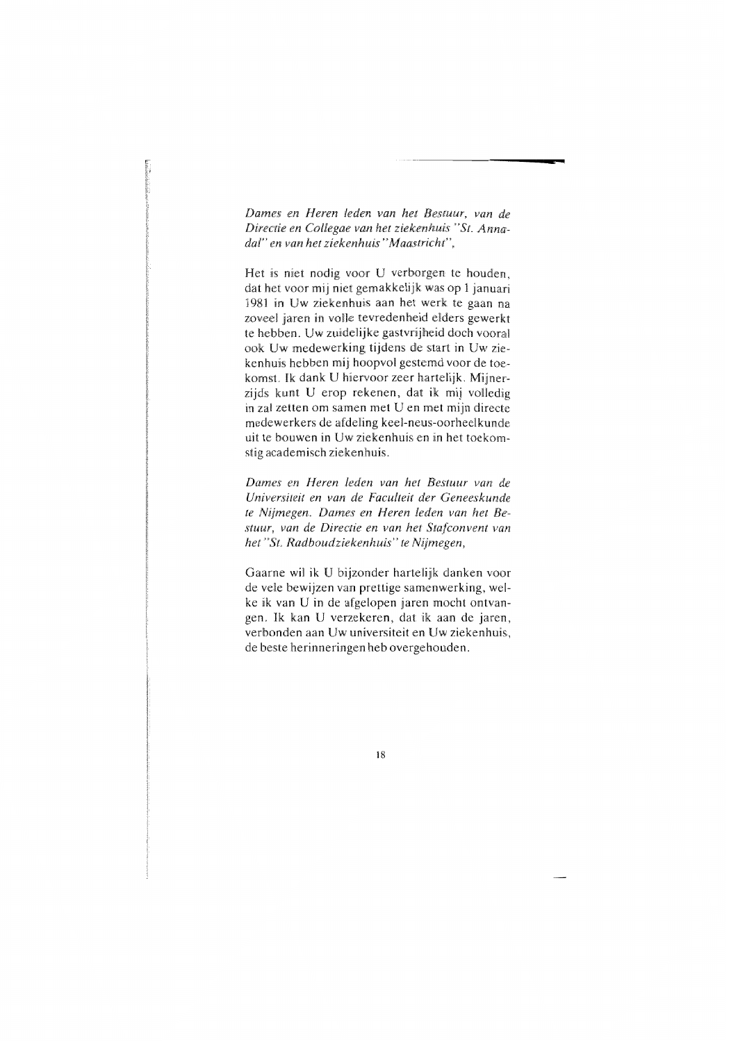*Dames en Heren leden van het Bestuur, van de Directie en Collegae van het ziekenhuis "St. Annadal" en van het ziekenhuis "Maastricht",*

Het is niet nodig voor U verborgen te houden, dat het voor mij niet gemakkelijk was op 1 januari 1981 in Uw ziekenhuis aan het werk te gaan na zoveel jaren in volle tevredenheid elders gewerkt te hebben. Uw zuidelijke gastvrijheid doch vooral ook Uw medewerking tijdens de start in Uw ziekenhuis hebben mij hoopvol gestemd voor de toekomst. Ik dank U hiervoor zeer hartelijk. Mijnerzijds kunt U erop rekenen, dat ik mij volledig in zal zetten om samen met U en met mijn directe medewerkers de afdeling keel-neus-oorheelkunde uit te bouwen in Uw ziekenhuis en in het toekomstig academisch ziekenhuis.

*Dames en Heren leden van het Bestuur van de Universiteit en van de Faculteit der Geneeskunde te Nijmegen. Dames en Heren leden van het Bestuur, van de Directie en van het Stafconvent van het "St. Radboudziekenhuis" te Nijmegen,*

Gaarne wil ik U bijzonder hartelijk danken voor de vele bewijzen van prettige samenwerking, welke ik van U in de afgelopen jaren mocht ontvangen. Ik kan U verzekeren, dat ik aan de jaren, verbonden aan Uw universiteit en Uw ziekenhuis, de beste herinneringen heb overgehouden.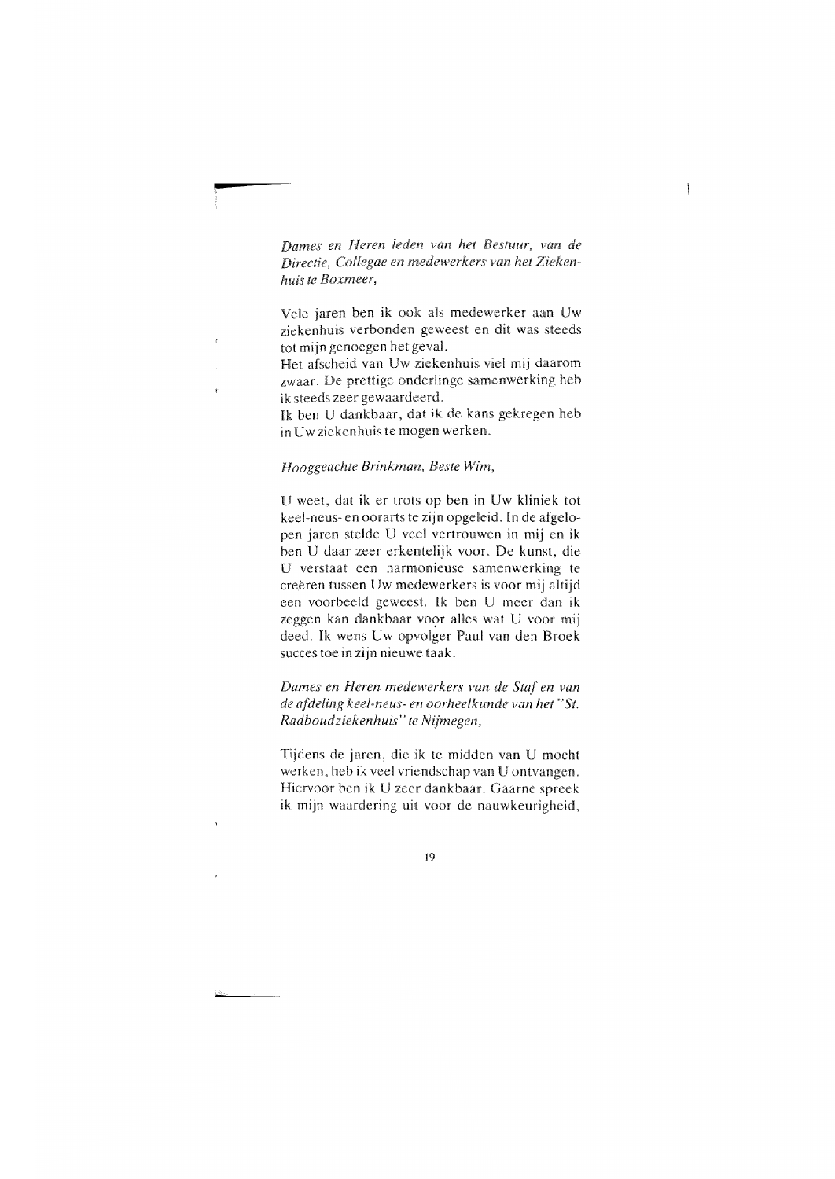*Dames en Heren leden van het Bestuur, van de Directie, Collegae en medewerkers van het Ziekenhuis te Boxmeer,*

Vele jaren ben ik ook als medewerker aan Uw ziekenhuis verbonden geweest en dit was steeds tot mijn genoegen het geval.
Het afscheid van Uw ziekenhuis viel mij daarom zwaar. De prettige onderlinge samenwerking heb ik steeds zeer gewaardeerd.
Ik ben U dankbaar, dat ik de kans gekregen heb in Uw ziekenhuis te mogen werken.

*Hooggeachte Brinkman, Beste Wim,*

U weet, dat ik er trots op ben in Uw kliniek tot keel-neus- en oorarts te zijn opgeleid. In de afgelopen jaren stelde U veel vertrouwen in mij en ik ben U daar zeer erkentelijk voor. De kunst, die U verstaat een harmonieuse samenwerking te creëren tussen Uw medewerkers is voor mij altijd een voorbeeld geweest. Ik ben U meer dan ik zeggen kan dankbaar voor alles wat U voor mij deed. Ik wens Uw opvolger Paul van den Broek succes toe in zijn nieuwe taak.

*Dames en Heren medewerkers van de Staf en van de afdeling keel-neus- en oorheelkunde van het "St. Radboudziekenhuis" te Nijmegen,*

Tijdens de jaren, die ik te midden van U mocht werken, heb ik veel vriendschap van U ontvangen. Hiervoor ben ik U zeer dankbaar. Gaarne spreek ik mijn waardering uit voor de nauwkeurigheid,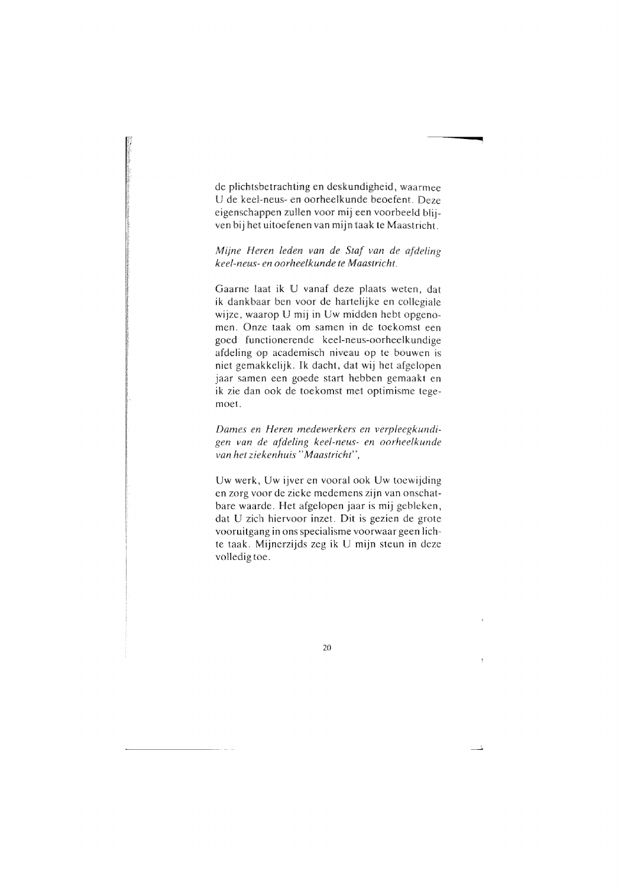de plichtsbetrachting en deskundigheid, waarmee U de keel-neus- en oorheelkunde beoefent. Deze eigenschappen zullen voor mij een voorbeeld blijven bij het uitoefenen van mijn taak te Maastricht.

*Mijne Heren leden van de Staf van de afdeling keel-neus- en oorheelkunde te Maastricht.*

Gaarne laat ik U vanaf deze plaats weten, dat ik dankbaar ben voor de hartelijke en collegiale wijze, waarop U mij in Uw midden hebt opgenomen. Onze taak om samen in de toekomst een goed functionerende keel-neus-oorheelkundige afdeling op academisch niveau op te bouwen is niet gemakkelijk. Ik dacht, dat wij het afgelopen jaar samen een goede start hebben gemaakt en ik zie dan ook de toekomst met optimisme tegemoet.

*Dames en Heren medewerkers en verpleegkundigen van de afdeling keel-neus- en oorheelkunde van het ziekenhuis "Maastricht",*

Uw werk, Uw ijver en vooral ook Uw toewijding en zorg voor de zieke medemens zijn van onschatbare waarde. Het afgelopen jaar is mij gebleken, dat U zich hiervoor inzet. Dit is gezien de grote vooruitgang in ons specialisme voorwaar geen lichte taak. Mijnerzijds zeg ik U mijn steun in deze volledig toe.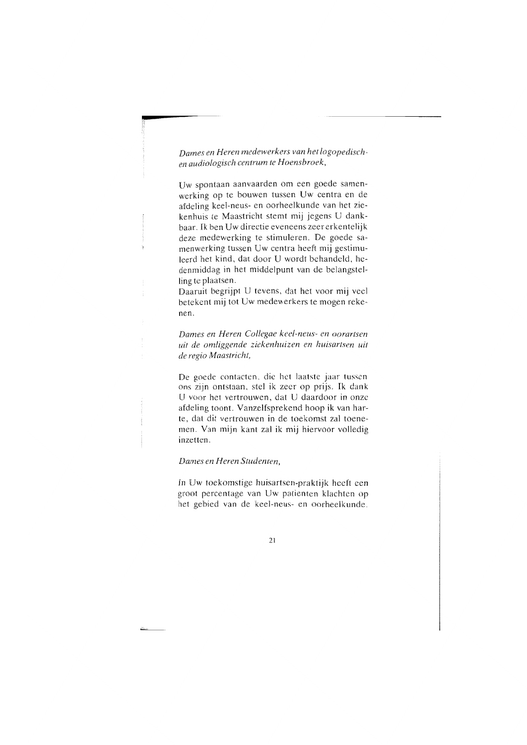*Dames en Heren medewerkers van het logopedisch- en audiologisch centrum te Hoensbroek,*

Uw spontaan aanvaarden om een goede samenwerking op te bouwen tussen Uw centra en de afdeling keel-neus- en oorheelkunde van het ziekenhuis te Maastricht stemt mij jegens U dankbaar. Ik ben Uw directie eveneens zeer erkentelijk deze medewerking te stimuleren. De goede samenwerking tussen Uw centra heeft mij gestimuleerd het kind, dat door U wordt behandeld, hedenmiddag in het middelpunt van de belangstelling te plaatsen.
Daaruit begrijpt U tevens, dat het voor mij veel betekent mij tot Uw medewerkers te mogen rekenen.

*Dames en Heren Collegae keel-neus- en oorartsen uit de omliggende ziekenhuizen en huisartsen uit de regio Maastricht,*

De goede contacten, die het laatste jaar tussen ons zijn ontstaan, stel ik zeer op prijs. Ik dank U voor het vertrouwen, dat U daardoor in onze afdeling toont. Vanzelfsprekend hoop ik van harte, dat dit vertrouwen in de toekomst zal toenemen. Van mijn kant zal ik mij hiervoor volledig inzetten.

*Dames en Heren Studenten,*

In Uw toekomstige huisartsen-praktijk heeft een groot percentage van Uw patienten klachten op het gebied van de keel-neus- en oorheelkunde.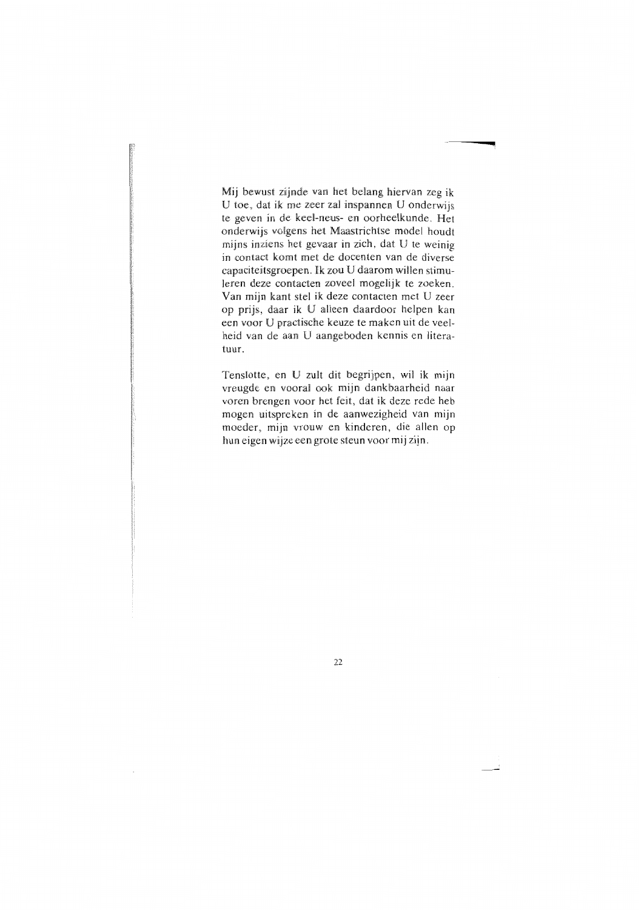Mij bewust zijnde van het belang hiervan zeg ik U toe, dat ik me zeer zal inspannen U onderwijs te geven in de keel-neus- en oorheelkunde. Het onderwijs volgens het Maastrichtse model houdt mijns inziens het gevaar in zich, dat U te weinig in contact komt met de docenten van de diverse capaciteitsgroepen. Ik zou U daarom willen stimuleren deze contacten zoveel mogelijk te zoeken. Van mijn kant stel ik deze contacten met U zeer op prijs, daar ik U alleen daardoor helpen kan een voor U practische keuze te maken uit de veelheid van de aan U aangeboden kennis en literatuur.

Tenslotte, en U zult dit begrijpen, wil ik mijn vreugde en vooral ook mijn dankbaarheid naar voren brengen voor het feit, dat ik deze rede heb mogen uitspreken in de aanwezigheid van mijn moeder, mijn vrouw en kinderen, die allen op hun eigen wijze een grote steun voor mij zijn.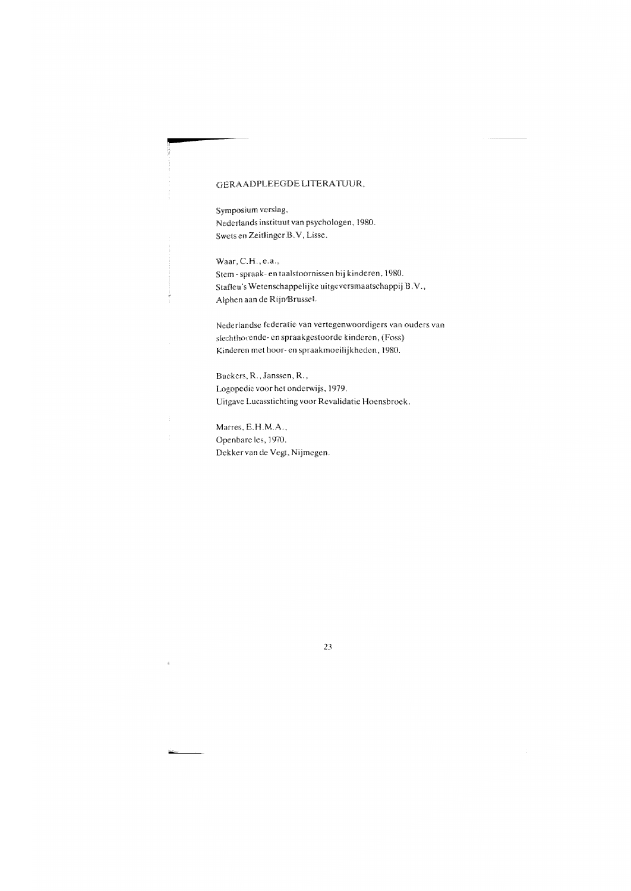## GERAADPLEEGDE LITERATUUR,

Symposium verslag,
Nederlands instituut van psychologen, 1980.
Swets en Zeitlinger B.V, Lisse.

Waar, C.H., e.a.,
Stem - spraak- en taalstoornissen bij kinderen, 1980.
Stafleu's Wetenschappelijke uitgeversmaatschappij B.V.,
Alphen aan de Rijn/Brussel.

Nederlandse federatie van vertegenwoordigers van ouders van slechthorende- en spraakgestoorde kinderen, (Foss)
Kinderen met hoor- en spraakmoeilijkheden, 1980.

Buekers, R., Janssen, R.,
Logopedie voor het onderwijs, 1979.
Uitgave Lucasstichting voor Revalidatie Hoensbroek.

Marres, E.H.M.A.,
Openbare les, 1970.
Dekker van de Vegt, Nijmegen.